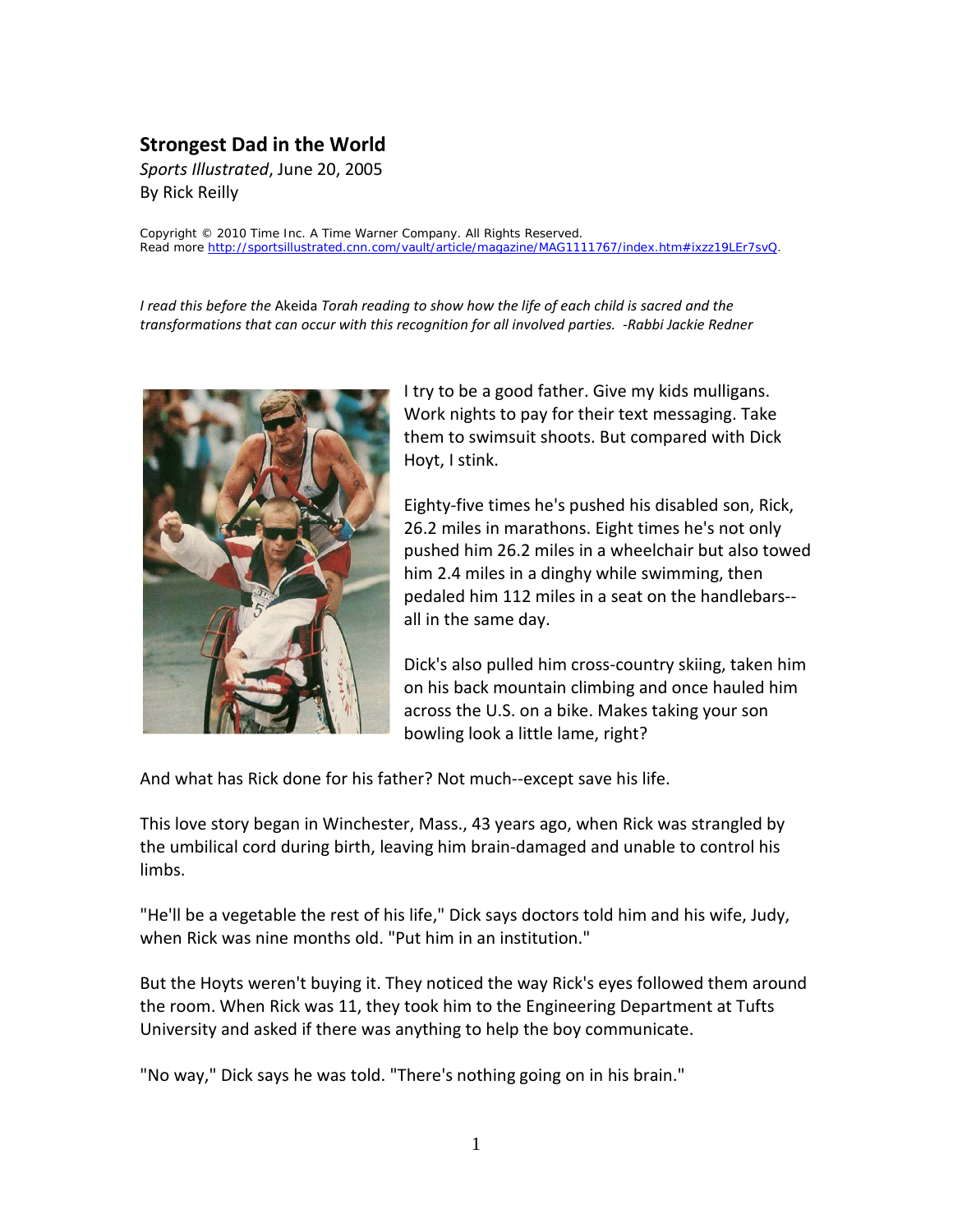# Strongest Dad in the World

*Sports Illustrated*, June 20, 2005
By Rick Reilly

Copyright © 2010 Time Inc. A Time Warner Company. All Rights Reserved.
Read more http://sportsillustrated.cnn.com/vault/article/magazine/MAG1111767/index.htm#ixzz19LEr7svQ.

*I read this before the* Akeida *Torah reading to show how the life of each child is sacred and the transformations that can occur with this recognition for all involved parties. -Rabbi Jackie Redner*

I try to be a good father. Give my kids mulligans. Work nights to pay for their text messaging. Take them to swimsuit shoots. But compared with Dick Hoyt, I stink.

Eighty-five times he's pushed his disabled son, Rick, 26.2 miles in marathons. Eight times he's not only pushed him 26.2 miles in a wheelchair but also towed him 2.4 miles in a dinghy while swimming, then pedaled him 112 miles in a seat on the handlebars--all in the same day.

Dick's also pulled him cross-country skiing, taken him on his back mountain climbing and once hauled him across the U.S. on a bike. Makes taking your son bowling look a little lame, right?

And what has Rick done for his father? Not much--except save his life.

This love story began in Winchester, Mass., 43 years ago, when Rick was strangled by the umbilical cord during birth, leaving him brain-damaged and unable to control his limbs.

"He'll be a vegetable the rest of his life," Dick says doctors told him and his wife, Judy, when Rick was nine months old. "Put him in an institution."

But the Hoyts weren't buying it. They noticed the way Rick's eyes followed them around the room. When Rick was 11, they took him to the Engineering Department at Tufts University and asked if there was anything to help the boy communicate.

"No way," Dick says he was told. "There's nothing going on in his brain."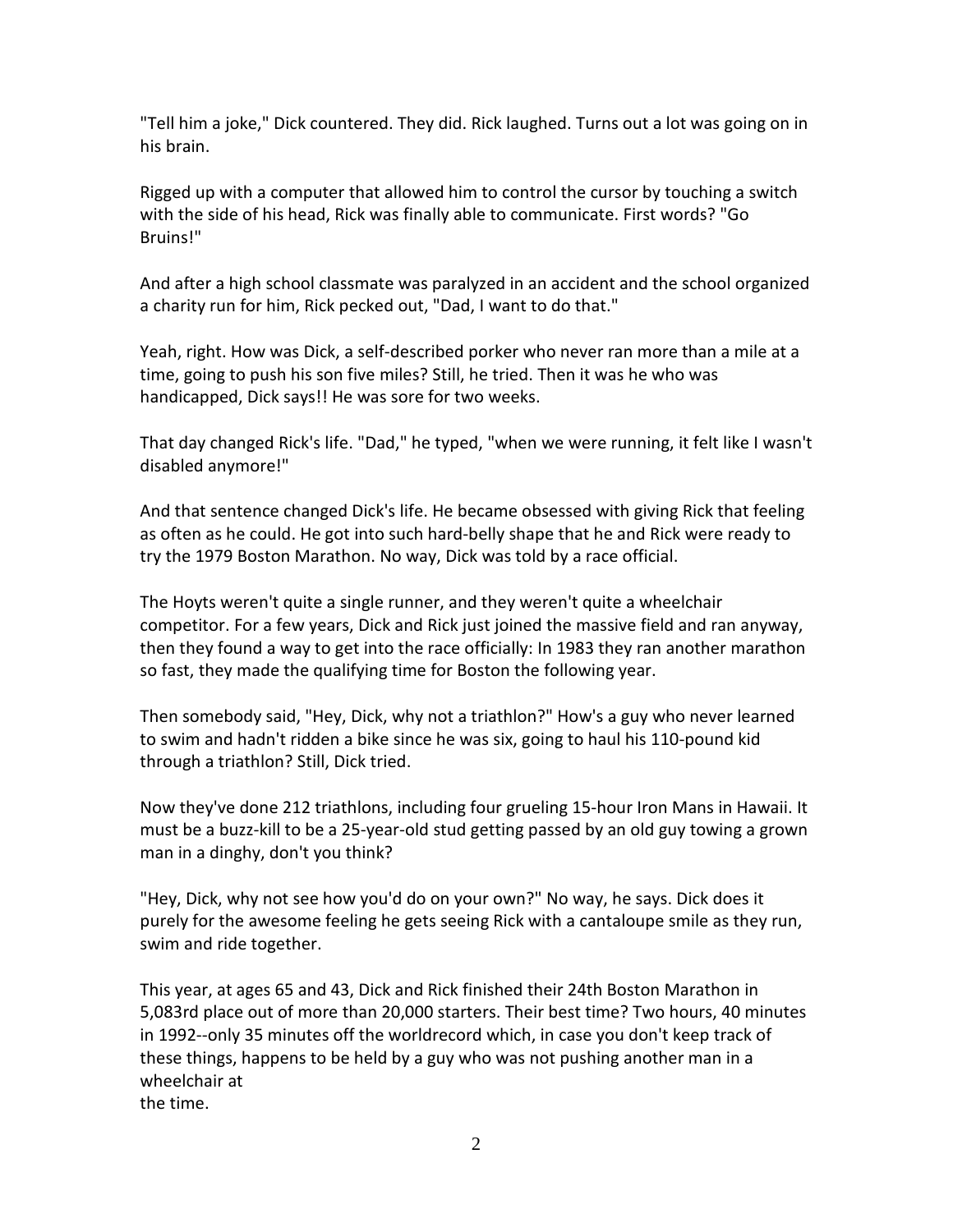"Tell him a joke," Dick countered. They did. Rick laughed. Turns out a lot was going on in his brain.

Rigged up with a computer that allowed him to control the cursor by touching a switch with the side of his head, Rick was finally able to communicate. First words? "Go Bruins!"

And after a high school classmate was paralyzed in an accident and the school organized a charity run for him, Rick pecked out, "Dad, I want to do that."

Yeah, right. How was Dick, a self-described porker who never ran more than a mile at a time, going to push his son five miles? Still, he tried. Then it was he who was handicapped, Dick says!! He was sore for two weeks.

That day changed Rick's life. "Dad," he typed, "when we were running, it felt like I wasn't disabled anymore!"

And that sentence changed Dick's life. He became obsessed with giving Rick that feeling as often as he could. He got into such hard-belly shape that he and Rick were ready to try the 1979 Boston Marathon. No way, Dick was told by a race official.

The Hoyts weren't quite a single runner, and they weren't quite a wheelchair competitor. For a few years, Dick and Rick just joined the massive field and ran anyway, then they found a way to get into the race officially: In 1983 they ran another marathon so fast, they made the qualifying time for Boston the following year.

Then somebody said, "Hey, Dick, why not a triathlon?" How's a guy who never learned to swim and hadn't ridden a bike since he was six, going to haul his 110-pound kid through a triathlon? Still, Dick tried.

Now they've done 212 triathlons, including four grueling 15-hour Iron Mans in Hawaii. It must be a buzz-kill to be a 25-year-old stud getting passed by an old guy towing a grown man in a dinghy, don't you think?

"Hey, Dick, why not see how you'd do on your own?" No way, he says. Dick does it purely for the awesome feeling he gets seeing Rick with a cantaloupe smile as they run, swim and ride together.

This year, at ages 65 and 43, Dick and Rick finished their 24th Boston Marathon in 5,083rd place out of more than 20,000 starters. Their best time? Two hours, 40 minutes in 1992--only 35 minutes off the worldrecord which, in case you don't keep track of these things, happens to be held by a guy who was not pushing another man in a wheelchair at the time.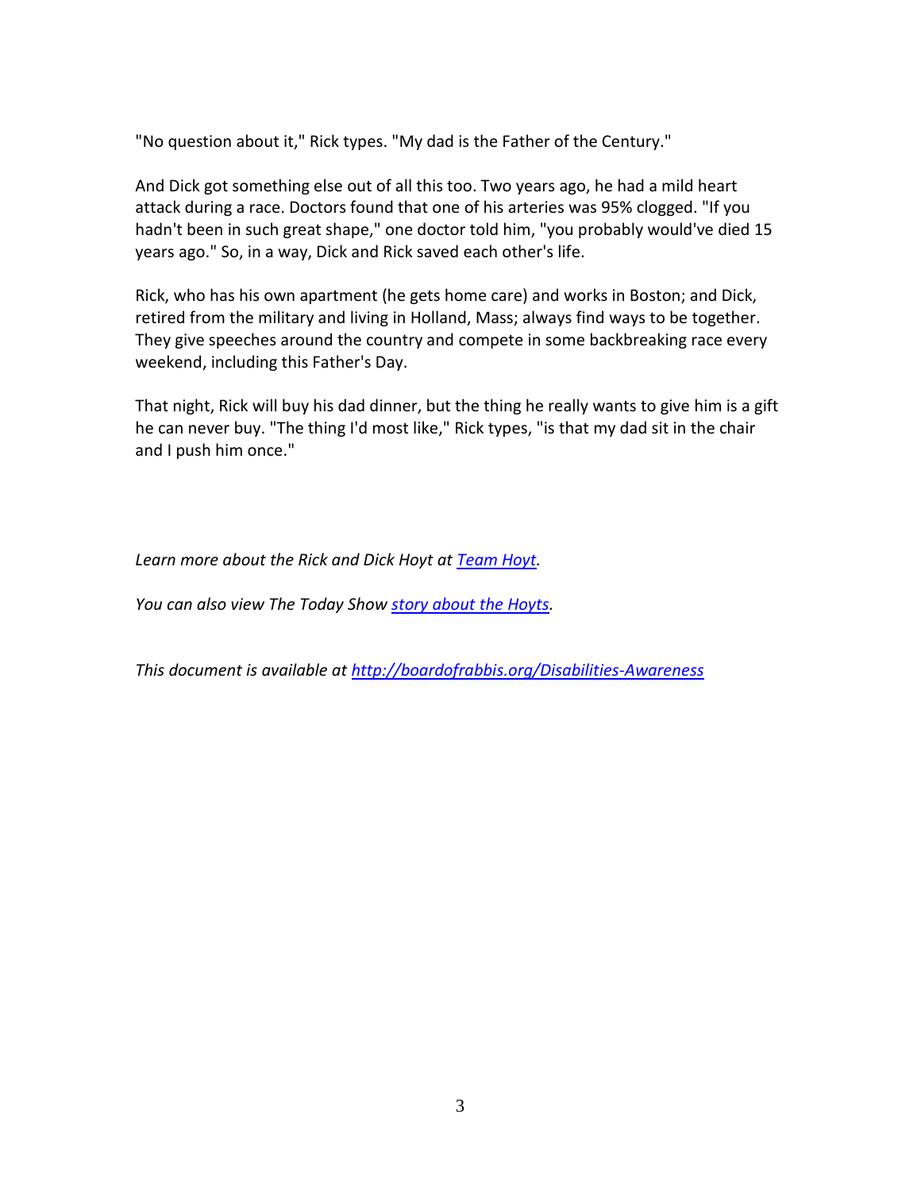"No question about it," Rick types. "My dad is the Father of the Century."

And Dick got something else out of all this too. Two years ago, he had a mild heart attack during a race. Doctors found that one of his arteries was 95% clogged. "If you hadn't been in such great shape," one doctor told him, "you probably would've died 15 years ago." So, in a way, Dick and Rick saved each other's life.

Rick, who has his own apartment (he gets home care) and works in Boston; and Dick, retired from the military and living in Holland, Mass; always find ways to be together. They give speeches around the country and compete in some backbreaking race every weekend, including this Father's Day.

That night, Rick will buy his dad dinner, but the thing he really wants to give him is a gift he can never buy. "The thing I'd most like," Rick types, "is that my dad sit in the chair and I push him once."

*Learn more about the Rick and Dick Hoyt at Team Hoyt.*

*You can also view The Today Show story about the Hoyts.*

*This document is available at http://boardofrabbis.org/Disabilities-Awareness*